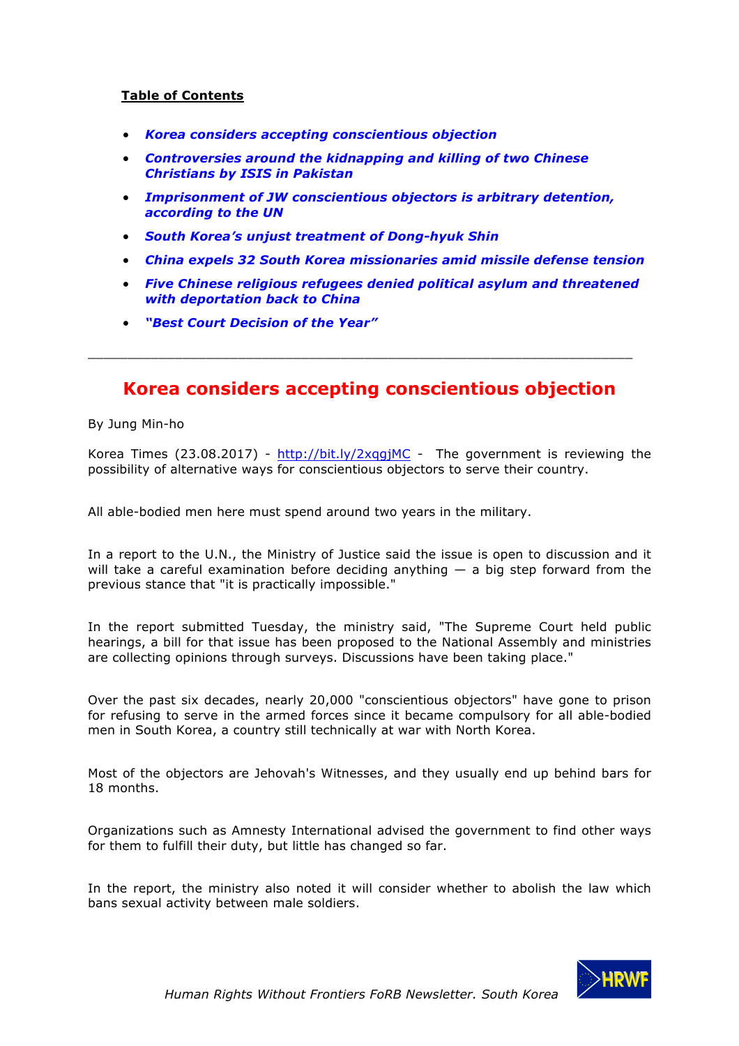**Table of Contents**

- ***Korea considers accepting conscientious objection***
- ***Controversies around the kidnapping and killing of two Chinese Christians by ISIS in Pakistan***
- ***Imprisonment of JW conscientious objectors is arbitrary detention, according to the UN***
- ***South Korea's unjust treatment of Dong-hyuk Shin***
- ***China expels 32 South Korea missionaries amid missile defense tension***
- ***Five Chinese religious refugees denied political asylum and threatened with deportation back to China***
- ***"Best Court Decision of the Year"***

---

# Korea considers accepting conscientious objection

By Jung Min-ho

Korea Times (23.08.2017) - http://bit.ly/2xqgjMC - The government is reviewing the possibility of alternative ways for conscientious objectors to serve their country.

All able-bodied men here must spend around two years in the military.

In a report to the U.N., the Ministry of Justice said the issue is open to discussion and it will take a careful examination before deciding anything — a big step forward from the previous stance that "it is practically impossible."

In the report submitted Tuesday, the ministry said, "The Supreme Court held public hearings, a bill for that issue has been proposed to the National Assembly and ministries are collecting opinions through surveys. Discussions have been taking place."

Over the past six decades, nearly 20,000 "conscientious objectors" have gone to prison for refusing to serve in the armed forces since it became compulsory for all able-bodied men in South Korea, a country still technically at war with North Korea.

Most of the objectors are Jehovah's Witnesses, and they usually end up behind bars for 18 months.

Organizations such as Amnesty International advised the government to find other ways for them to fulfill their duty, but little has changed so far.

In the report, the ministry also noted it will consider whether to abolish the law which bans sexual activity between male soldiers.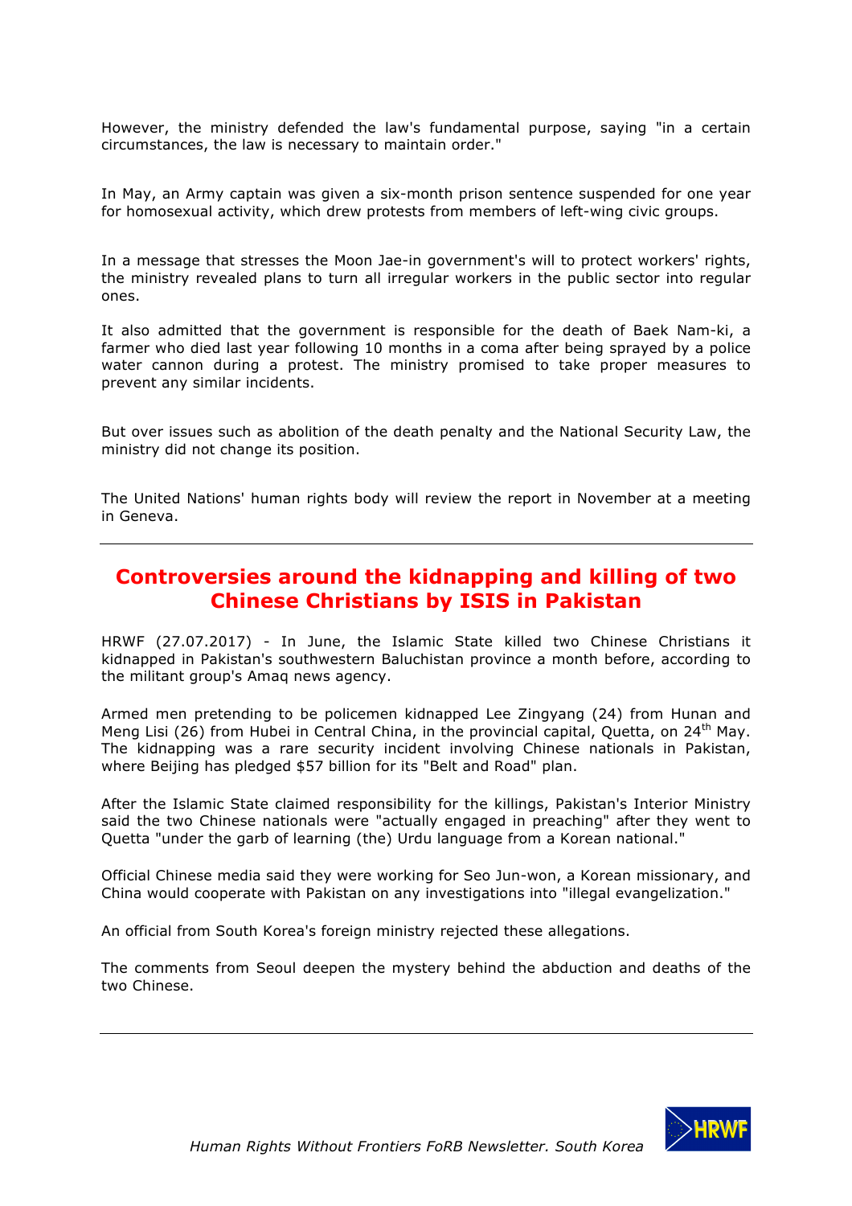However, the ministry defended the law's fundamental purpose, saying "in a certain circumstances, the law is necessary to maintain order."

In May, an Army captain was given a six-month prison sentence suspended for one year for homosexual activity, which drew protests from members of left-wing civic groups.

In a message that stresses the Moon Jae-in government's will to protect workers' rights, the ministry revealed plans to turn all irregular workers in the public sector into regular ones.

It also admitted that the government is responsible for the death of Baek Nam-ki, a farmer who died last year following 10 months in a coma after being sprayed by a police water cannon during a protest. The ministry promised to take proper measures to prevent any similar incidents.

But over issues such as abolition of the death penalty and the National Security Law, the ministry did not change its position.

The United Nations' human rights body will review the report in November at a meeting in Geneva.

---

## Controversies around the kidnapping and killing of two Chinese Christians by ISIS in Pakistan

HRWF (27.07.2017) - In June, the Islamic State killed two Chinese Christians it kidnapped in Pakistan's southwestern Baluchistan province a month before, according to the militant group's Amaq news agency.

Armed men pretending to be policemen kidnapped Lee Zingyang (24) from Hunan and Meng Lisi (26) from Hubei in Central China, in the provincial capital, Quetta, on 24th May. The kidnapping was a rare security incident involving Chinese nationals in Pakistan, where Beijing has pledged $57 billion for its "Belt and Road" plan.

After the Islamic State claimed responsibility for the killings, Pakistan's Interior Ministry said the two Chinese nationals were "actually engaged in preaching" after they went to Quetta "under the garb of learning (the) Urdu language from a Korean national."

Official Chinese media said they were working for Seo Jun-won, a Korean missionary, and China would cooperate with Pakistan on any investigations into "illegal evangelization."

An official from South Korea's foreign ministry rejected these allegations.

The comments from Seoul deepen the mystery behind the abduction and deaths of the two Chinese.

---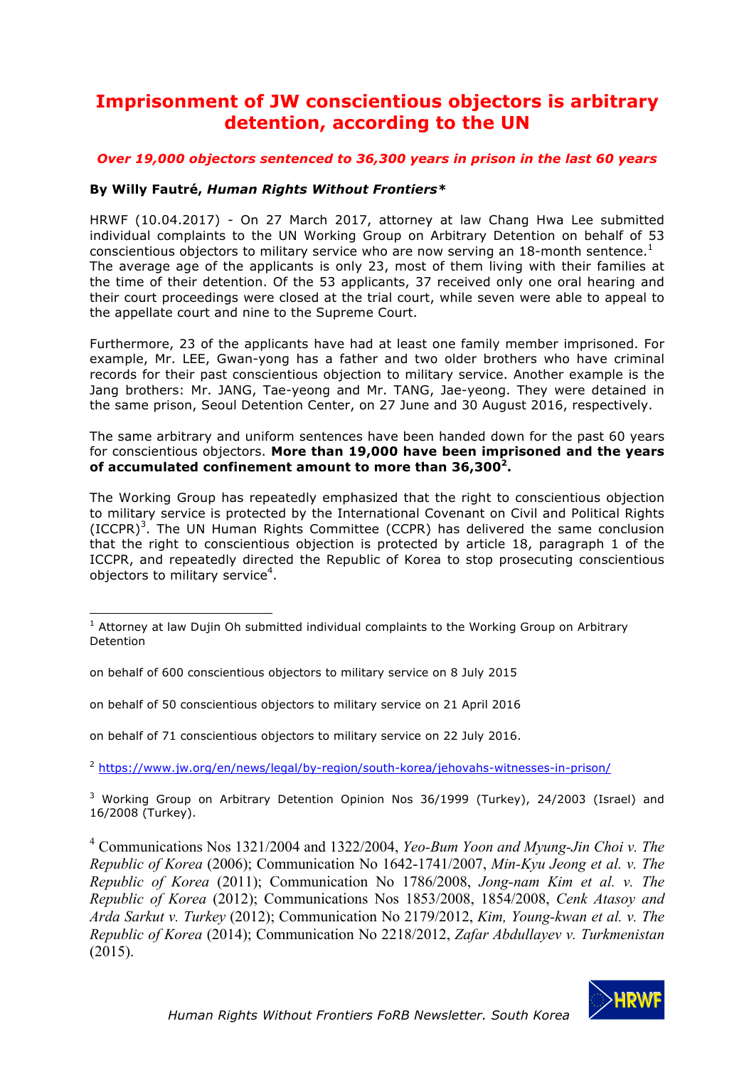# Imprisonment of JW conscientious objectors is arbitrary detention, according to the UN

***Over 19,000 objectors sentenced to 36,300 years in prison in the last 60 years***

**By Willy Fautré, *Human Rights Without Frontiers****

HRWF (10.04.2017) - On 27 March 2017, attorney at law Chang Hwa Lee submitted individual complaints to the UN Working Group on Arbitrary Detention on behalf of 53 conscientious objectors to military service who are now serving an 18-month sentence.[1] The average age of the applicants is only 23, most of them living with their families at the time of their detention. Of the 53 applicants, 37 received only one oral hearing and their court proceedings were closed at the trial court, while seven were able to appeal to the appellate court and nine to the Supreme Court.

Furthermore, 23 of the applicants have had at least one family member imprisoned. For example, Mr. LEE, Gwan-yong has a father and two older brothers who have criminal records for their past conscientious objection to military service. Another example is the Jang brothers: Mr. JANG, Tae-yeong and Mr. TANG, Jae-yeong. They were detained in the same prison, Seoul Detention Center, on 27 June and 30 August 2016, respectively.

The same arbitrary and uniform sentences have been handed down for the past 60 years for conscientious objectors. **More than 19,000 have been imprisoned and the years of accumulated confinement amount to more than 36,300[2].**

The Working Group has repeatedly emphasized that the right to conscientious objection to military service is protected by the International Covenant on Civil and Political Rights (ICCPR)[3]. The UN Human Rights Committee (CCPR) has delivered the same conclusion that the right to conscientious objection is protected by article 18, paragraph 1 of the ICCPR, and repeatedly directed the Republic of Korea to stop prosecuting conscientious objectors to military service[4].

---

[1] Attorney at law Dujin Oh submitted individual complaints to the Working Group on Arbitrary Detention

on behalf of 600 conscientious objectors to military service on 8 July 2015

on behalf of 50 conscientious objectors to military service on 21 April 2016

on behalf of 71 conscientious objectors to military service on 22 July 2016.

[2] https://www.jw.org/en/news/legal/by-region/south-korea/jehovahs-witnesses-in-prison/

[3] Working Group on Arbitrary Detention Opinion Nos 36/1999 (Turkey), 24/2003 (Israel) and 16/2008 (Turkey).

[4] Communications Nos 1321/2004 and 1322/2004, *Yeo-Bum Yoon and Myung-Jin Choi v. The Republic of Korea* (2006); Communication No 1642-1741/2007, *Min-Kyu Jeong et al. v. The Republic of Korea* (2011); Communication No 1786/2008, *Jong-nam Kim et al. v. The Republic of Korea* (2012); Communications Nos 1853/2008, 1854/2008, *Cenk Atasoy and Arda Sarkut v. Turkey* (2012); Communication No 2179/2012, *Kim, Young-kwan et al. v. The Republic of Korea* (2014); Communication No 2218/2012, *Zafar Abdullayev v. Turkmenistan* (2015).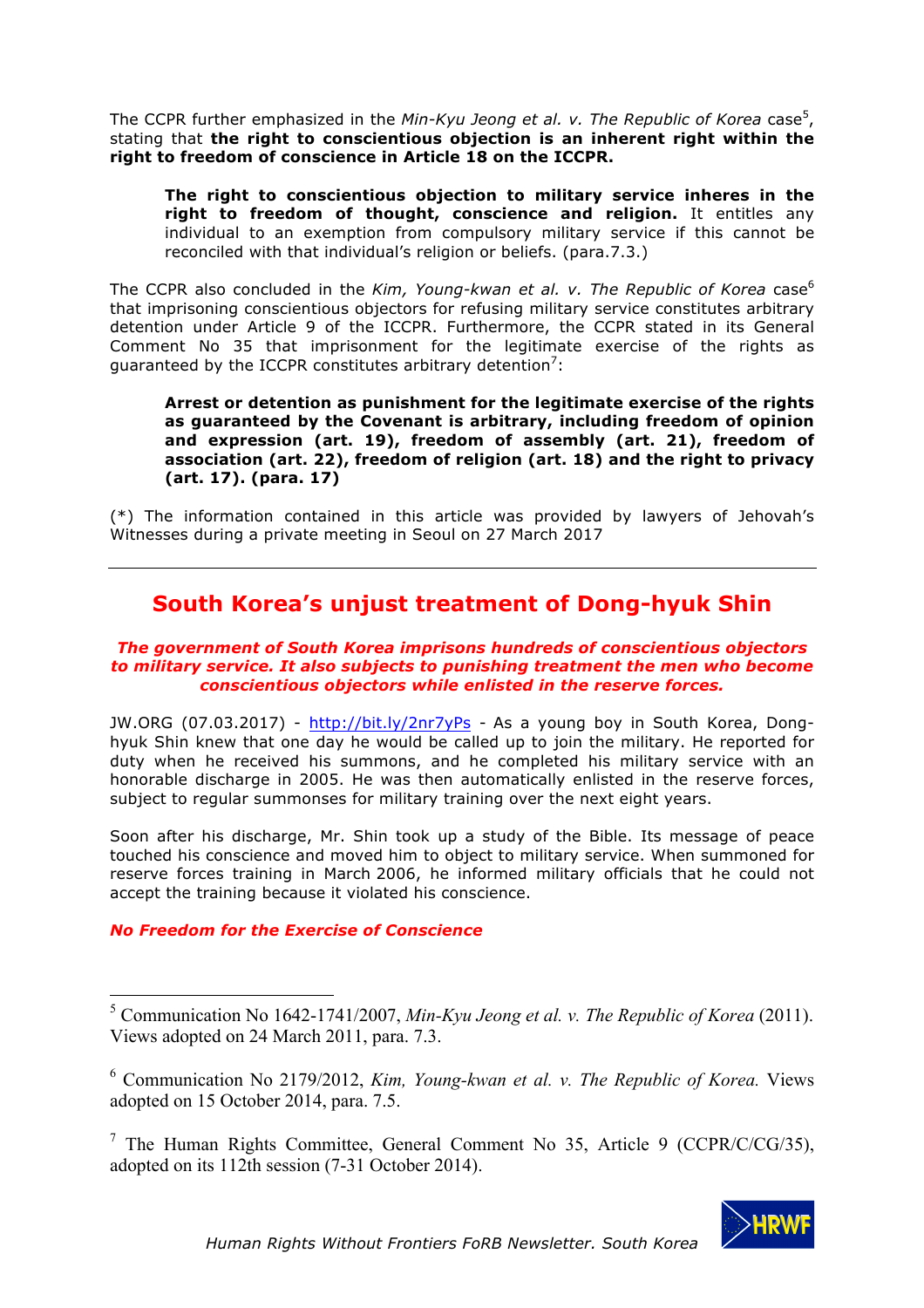The CCPR further emphasized in the *Min-Kyu Jeong et al. v. The Republic of Korea* case[5], stating that **the right to conscientious objection is an inherent right within the right to freedom of conscience in Article 18 on the ICCPR.**

> **The right to conscientious objection to military service inheres in the right to freedom of thought, conscience and religion.** It entitles any individual to an exemption from compulsory military service if this cannot be reconciled with that individual's religion or beliefs. (para.7.3.)

The CCPR also concluded in the *Kim, Young-kwan et al. v. The Republic of Korea* case[6] that imprisoning conscientious objectors for refusing military service constitutes arbitrary detention under Article 9 of the ICCPR. Furthermore, the CCPR stated in its General Comment No 35 that imprisonment for the legitimate exercise of the rights as guaranteed by the ICCPR constitutes arbitrary detention[7]:

> **Arrest or detention as punishment for the legitimate exercise of the rights as guaranteed by the Covenant is arbitrary, including freedom of opinion and expression (art. 19), freedom of assembly (art. 21), freedom of association (art. 22), freedom of religion (art. 18) and the right to privacy (art. 17). (para. 17)**

(*) The information contained in this article was provided by lawyers of Jehovah's Witnesses during a private meeting in Seoul on 27 March 2017

---

## South Korea's unjust treatment of Dong-hyuk Shin

***The government of South Korea imprisons hundreds of conscientious objectors to military service. It also subjects to punishing treatment the men who become conscientious objectors while enlisted in the reserve forces.***

JW.ORG (07.03.2017) - http://bit.ly/2nr7yPs - As a young boy in South Korea, Dong-hyuk Shin knew that one day he would be called up to join the military. He reported for duty when he received his summons, and he completed his military service with an honorable discharge in 2005. He was then automatically enlisted in the reserve forces, subject to regular summonses for military training over the next eight years.

Soon after his discharge, Mr. Shin took up a study of the Bible. Its message of peace touched his conscience and moved him to object to military service. When summoned for reserve forces training in March 2006, he informed military officials that he could not accept the training because it violated his conscience.

***No Freedom for the Exercise of Conscience***

---

[5] Communication No 1642-1741/2007, *Min-Kyu Jeong et al. v. The Republic of Korea* (2011). Views adopted on 24 March 2011, para. 7.3.

[6] Communication No 2179/2012, *Kim, Young-kwan et al. v. The Republic of Korea.* Views adopted on 15 October 2014, para. 7.5.

[7] The Human Rights Committee, General Comment No 35, Article 9 (CCPR/C/CG/35), adopted on its 112th session (7-31 October 2014).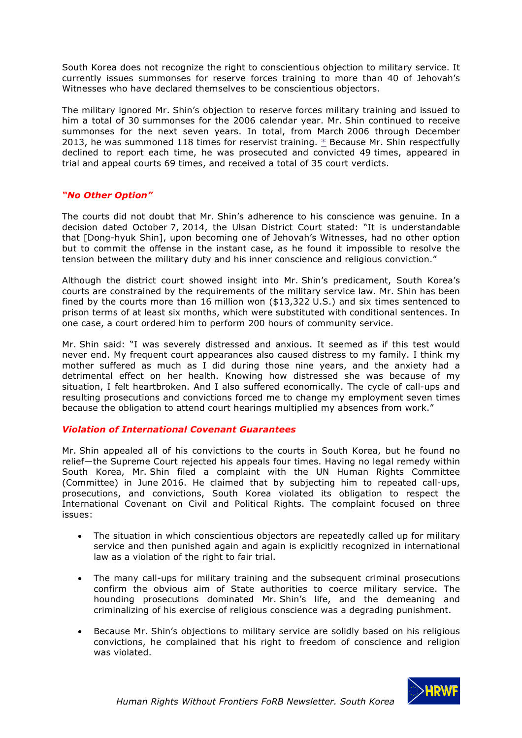South Korea does not recognize the right to conscientious objection to military service. It currently issues summonses for reserve forces training to more than 40 of Jehovah's Witnesses who have declared themselves to be conscientious objectors.

The military ignored Mr. Shin's objection to reserve forces military training and issued to him a total of 30 summonses for the 2006 calendar year. Mr. Shin continued to receive summonses for the next seven years. In total, from March 2006 through December 2013, he was summoned 118 times for reservist training. * Because Mr. Shin respectfully declined to report each time, he was prosecuted and convicted 49 times, appeared in trial and appeal courts 69 times, and received a total of 35 court verdicts.

### *"No Other Option"*

The courts did not doubt that Mr. Shin's adherence to his conscience was genuine. In a decision dated October 7, 2014, the Ulsan District Court stated: "It is understandable that [Dong-hyuk Shin], upon becoming one of Jehovah's Witnesses, had no other option but to commit the offense in the instant case, as he found it impossible to resolve the tension between the military duty and his inner conscience and religious conviction."

Although the district court showed insight into Mr. Shin's predicament, South Korea's courts are constrained by the requirements of the military service law. Mr. Shin has been fined by the courts more than 16 million won ($13,322 U.S.) and six times sentenced to prison terms of at least six months, which were substituted with conditional sentences. In one case, a court ordered him to perform 200 hours of community service.

Mr. Shin said: "I was severely distressed and anxious. It seemed as if this test would never end. My frequent court appearances also caused distress to my family. I think my mother suffered as much as I did during those nine years, and the anxiety had a detrimental effect on her health. Knowing how distressed she was because of my situation, I felt heartbroken. And I also suffered economically. The cycle of call-ups and resulting prosecutions and convictions forced me to change my employment seven times because the obligation to attend court hearings multiplied my absences from work."

### *Violation of International Covenant Guarantees*

Mr. Shin appealed all of his convictions to the courts in South Korea, but he found no relief—the Supreme Court rejected his appeals four times. Having no legal remedy within South Korea, Mr. Shin filed a complaint with the UN Human Rights Committee (Committee) in June 2016. He claimed that by subjecting him to repeated call-ups, prosecutions, and convictions, South Korea violated its obligation to respect the International Covenant on Civil and Political Rights. The complaint focused on three issues:

- The situation in which conscientious objectors are repeatedly called up for military service and then punished again and again is explicitly recognized in international law as a violation of the right to fair trial.
- The many call-ups for military training and the subsequent criminal prosecutions confirm the obvious aim of State authorities to coerce military service. The hounding prosecutions dominated Mr. Shin's life, and the demeaning and criminalizing of his exercise of religious conscience was a degrading punishment.
- Because Mr. Shin's objections to military service are solidly based on his religious convictions, he complained that his right to freedom of conscience and religion was violated.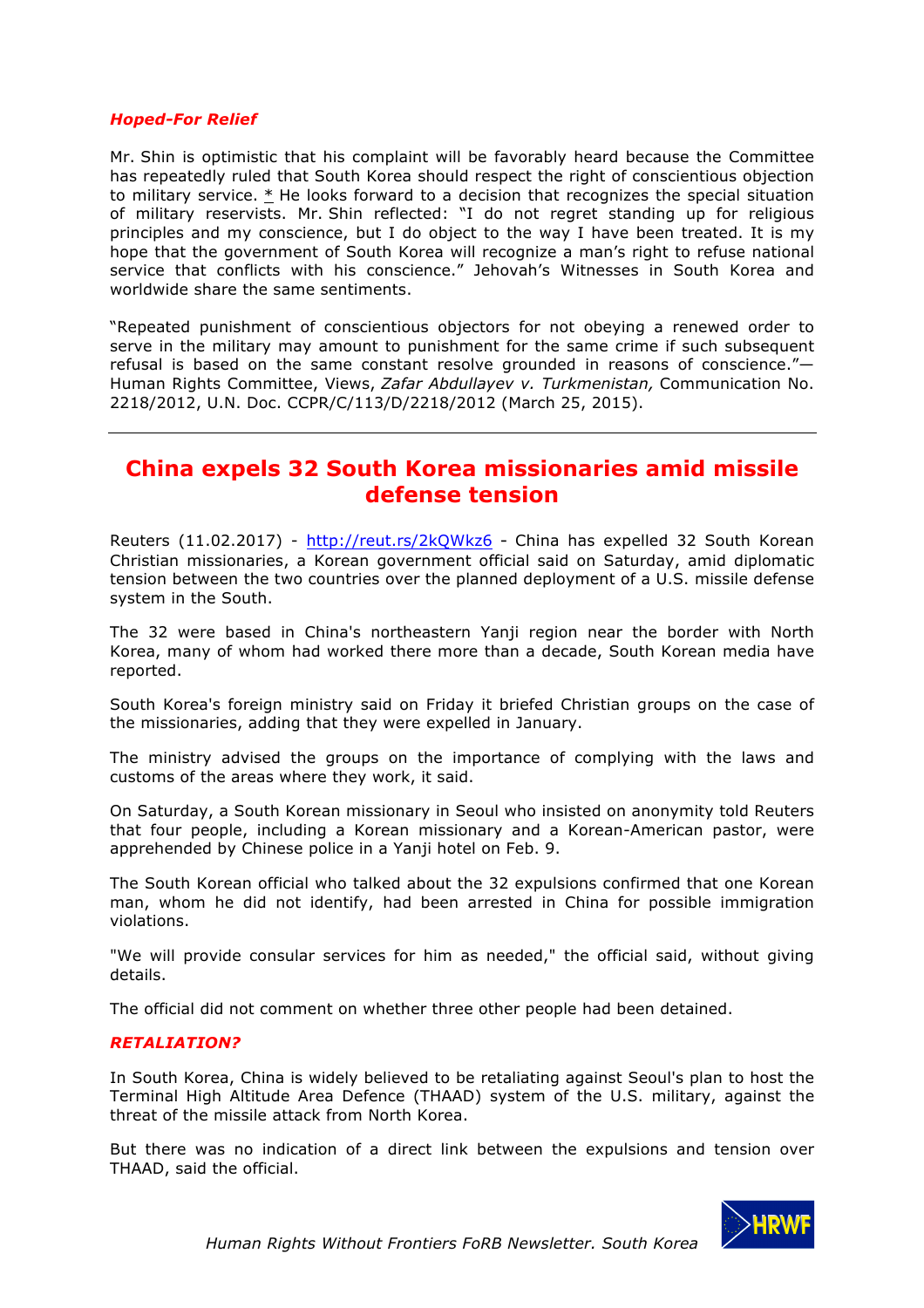***Hoped-For Relief***

Mr. Shin is optimistic that his complaint will be favorably heard because the Committee has repeatedly ruled that South Korea should respect the right of conscientious objection to military service. * He looks forward to a decision that recognizes the special situation of military reservists. Mr. Shin reflected: "I do not regret standing up for religious principles and my conscience, but I do object to the way I have been treated. It is my hope that the government of South Korea will recognize a man's right to refuse national service that conflicts with his conscience." Jehovah's Witnesses in South Korea and worldwide share the same sentiments.

"Repeated punishment of conscientious objectors for not obeying a renewed order to serve in the military may amount to punishment for the same crime if such subsequent refusal is based on the same constant resolve grounded in reasons of conscience."—Human Rights Committee, Views, *Zafar Abdullayev v. Turkmenistan,* Communication No. 2218/2012, U.N. Doc. CCPR/C/113/D/2218/2012 (March 25, 2015).

---

## China expels 32 South Korea missionaries amid missile defense tension

Reuters (11.02.2017) - http://reut.rs/2kQWkz6 - China has expelled 32 South Korean Christian missionaries, a Korean government official said on Saturday, amid diplomatic tension between the two countries over the planned deployment of a U.S. missile defense system in the South.

The 32 were based in China's northeastern Yanji region near the border with North Korea, many of whom had worked there more than a decade, South Korean media have reported.

South Korea's foreign ministry said on Friday it briefed Christian groups on the case of the missionaries, adding that they were expelled in January.

The ministry advised the groups on the importance of complying with the laws and customs of the areas where they work, it said.

On Saturday, a South Korean missionary in Seoul who insisted on anonymity told Reuters that four people, including a Korean missionary and a Korean-American pastor, were apprehended by Chinese police in a Yanji hotel on Feb. 9.

The South Korean official who talked about the 32 expulsions confirmed that one Korean man, whom he did not identify, had been arrested in China for possible immigration violations.

"We will provide consular services for him as needed," the official said, without giving details.

The official did not comment on whether three other people had been detained.

***RETALIATION?***

In South Korea, China is widely believed to be retaliating against Seoul's plan to host the Terminal High Altitude Area Defence (THAAD) system of the U.S. military, against the threat of the missile attack from North Korea.

But there was no indication of a direct link between the expulsions and tension over THAAD, said the official.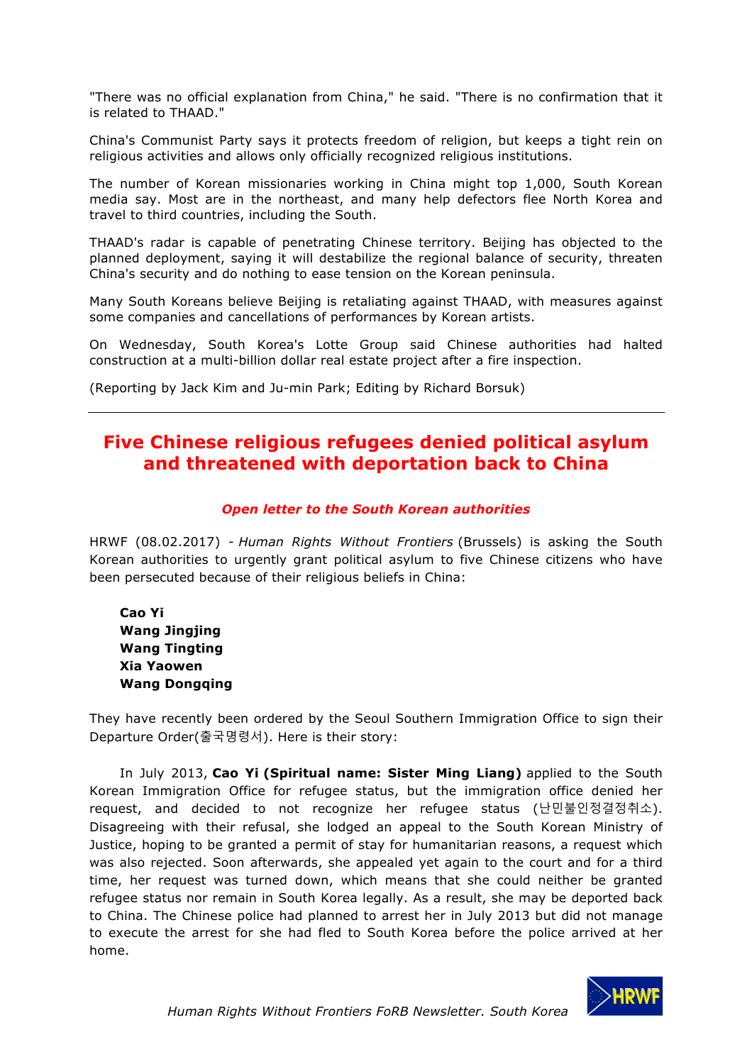"There was no official explanation from China," he said. "There is no confirmation that it is related to THAAD."

China's Communist Party says it protects freedom of religion, but keeps a tight rein on religious activities and allows only officially recognized religious institutions.

The number of Korean missionaries working in China might top 1,000, South Korean media say. Most are in the northeast, and many help defectors flee North Korea and travel to third countries, including the South.

THAAD's radar is capable of penetrating Chinese territory. Beijing has objected to the planned deployment, saying it will destabilize the regional balance of security, threaten China's security and do nothing to ease tension on the Korean peninsula.

Many South Koreans believe Beijing is retaliating against THAAD, with measures against some companies and cancellations of performances by Korean artists.

On Wednesday, South Korea's Lotte Group said Chinese authorities had halted construction at a multi-billion dollar real estate project after a fire inspection.

(Reporting by Jack Kim and Ju-min Park; Editing by Richard Borsuk)

---

## Five Chinese religious refugees denied political asylum and threatened with deportation back to China

***Open letter to the South Korean authorities***

HRWF (08.02.2017) - *Human Rights Without Frontiers* (Brussels) is asking the South Korean authorities to urgently grant political asylum to five Chinese citizens who have been persecuted because of their religious beliefs in China:

**Cao Yi**
**Wang Jingjing**
**Wang Tingting**
**Xia Yaowen**
**Wang Dongqing**

They have recently been ordered by the Seoul Southern Immigration Office to sign their Departure Order(출국명령서). Here is their story:

In July 2013, **Cao Yi (Spiritual name: Sister Ming Liang)** applied to the South Korean Immigration Office for refugee status, but the immigration office denied her request, and decided to not recognize her refugee status (난민불인정결정취소). Disagreeing with their refusal, she lodged an appeal to the South Korean Ministry of Justice, hoping to be granted a permit of stay for humanitarian reasons, a request which was also rejected. Soon afterwards, she appealed yet again to the court and for a third time, her request was turned down, which means that she could neither be granted refugee status nor remain in South Korea legally. As a result, she may be deported back to China. The Chinese police had planned to arrest her in July 2013 but did not manage to execute the arrest for she had fled to South Korea before the police arrived at her home.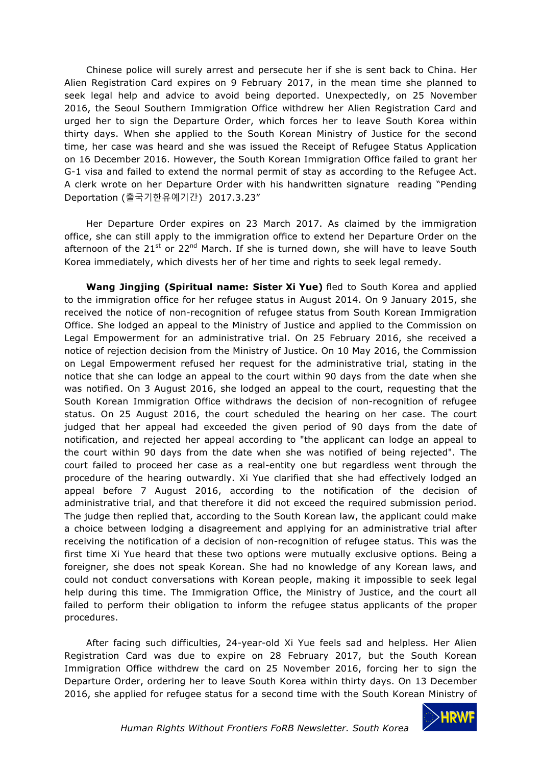Chinese police will surely arrest and persecute her if she is sent back to China. Her Alien Registration Card expires on 9 February 2017, in the mean time she planned to seek legal help and advice to avoid being deported. Unexpectedly, on 25 November 2016, the Seoul Southern Immigration Office withdrew her Alien Registration Card and urged her to sign the Departure Order, which forces her to leave South Korea within thirty days. When she applied to the South Korean Ministry of Justice for the second time, her case was heard and she was issued the Receipt of Refugee Status Application on 16 December 2016. However, the South Korean Immigration Office failed to grant her G-1 visa and failed to extend the normal permit of stay as according to the Refugee Act. A clerk wrote on her Departure Order with his handwritten signature reading "Pending Deportation (출국기한유예기간) 2017.3.23"

Her Departure Order expires on 23 March 2017. As claimed by the immigration office, she can still apply to the immigration office to extend her Departure Order on the afternoon of the 21st or 22nd March. If she is turned down, she will have to leave South Korea immediately, which divests her of her time and rights to seek legal remedy.

**Wang Jingjing (Spiritual name: Sister Xi Yue)** fled to South Korea and applied to the immigration office for her refugee status in August 2014. On 9 January 2015, she received the notice of non-recognition of refugee status from South Korean Immigration Office. She lodged an appeal to the Ministry of Justice and applied to the Commission on Legal Empowerment for an administrative trial. On 25 February 2016, she received a notice of rejection decision from the Ministry of Justice. On 10 May 2016, the Commission on Legal Empowerment refused her request for the administrative trial, stating in the notice that she can lodge an appeal to the court within 90 days from the date when she was notified. On 3 August 2016, she lodged an appeal to the court, requesting that the South Korean Immigration Office withdraws the decision of non-recognition of refugee status. On 25 August 2016, the court scheduled the hearing on her case. The court judged that her appeal had exceeded the given period of 90 days from the date of notification, and rejected her appeal according to "the applicant can lodge an appeal to the court within 90 days from the date when she was notified of being rejected". The court failed to proceed her case as a real-entity one but regardless went through the procedure of the hearing outwardly. Xi Yue clarified that she had effectively lodged an appeal before 7 August 2016, according to the notification of the decision of administrative trial, and that therefore it did not exceed the required submission period. The judge then replied that, according to the South Korean law, the applicant could make a choice between lodging a disagreement and applying for an administrative trial after receiving the notification of a decision of non-recognition of refugee status. This was the first time Xi Yue heard that these two options were mutually exclusive options. Being a foreigner, she does not speak Korean. She had no knowledge of any Korean laws, and could not conduct conversations with Korean people, making it impossible to seek legal help during this time. The Immigration Office, the Ministry of Justice, and the court all failed to perform their obligation to inform the refugee status applicants of the proper procedures.

After facing such difficulties, 24-year-old Xi Yue feels sad and helpless. Her Alien Registration Card was due to expire on 28 February 2017, but the South Korean Immigration Office withdrew the card on 25 November 2016, forcing her to sign the Departure Order, ordering her to leave South Korea within thirty days. On 13 December 2016, she applied for refugee status for a second time with the South Korean Ministry of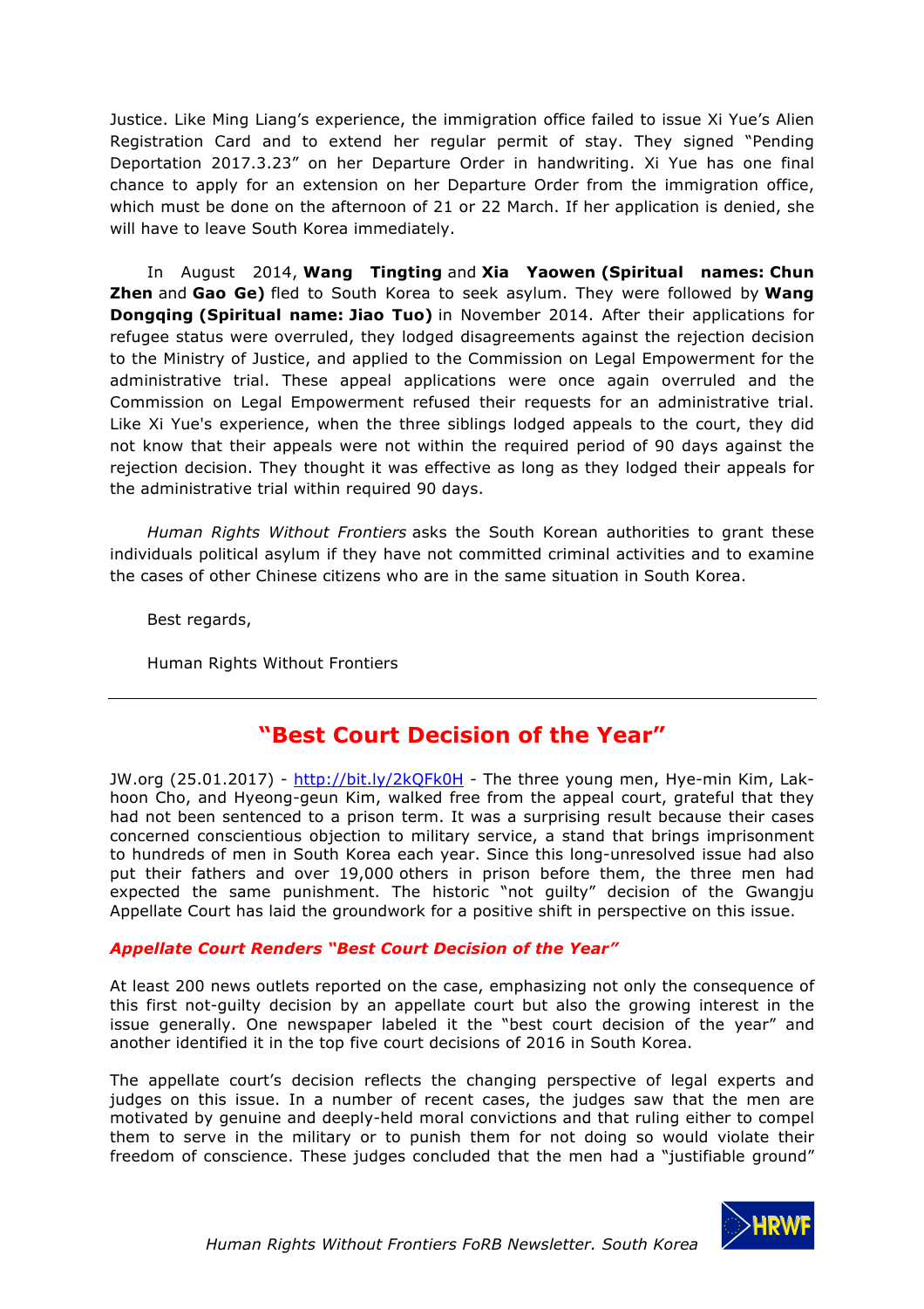Justice. Like Ming Liang's experience, the immigration office failed to issue Xi Yue's Alien Registration Card and to extend her regular permit of stay. They signed "Pending Deportation 2017.3.23" on her Departure Order in handwriting. Xi Yue has one final chance to apply for an extension on her Departure Order from the immigration office, which must be done on the afternoon of 21 or 22 March. If her application is denied, she will have to leave South Korea immediately.

In August 2014, **Wang Tingting** and **Xia Yaowen (Spiritual names: Chun Zhen** and **Gao Ge)** fled to South Korea to seek asylum. They were followed by **Wang Dongqing (Spiritual name: Jiao Tuo)** in November 2014. After their applications for refugee status were overruled, they lodged disagreements against the rejection decision to the Ministry of Justice, and applied to the Commission on Legal Empowerment for the administrative trial. These appeal applications were once again overruled and the Commission on Legal Empowerment refused their requests for an administrative trial. Like Xi Yue's experience, when the three siblings lodged appeals to the court, they did not know that their appeals were not within the required period of 90 days against the rejection decision. They thought it was effective as long as they lodged their appeals for the administrative trial within required 90 days.

*Human Rights Without Frontiers* asks the South Korean authorities to grant these individuals political asylum if they have not committed criminal activities and to examine the cases of other Chinese citizens who are in the same situation in South Korea.

Best regards,

Human Rights Without Frontiers

---

## "Best Court Decision of the Year"

JW.org (25.01.2017) - http://bit.ly/2kQFk0H - The three young men, Hye-min Kim, Lak-hoon Cho, and Hyeong-geun Kim, walked free from the appeal court, grateful that they had not been sentenced to a prison term. It was a surprising result because their cases concerned conscientious objection to military service, a stand that brings imprisonment to hundreds of men in South Korea each year. Since this long-unresolved issue had also put their fathers and over 19,000 others in prison before them, the three men had expected the same punishment. The historic "not guilty" decision of the Gwangju Appellate Court has laid the groundwork for a positive shift in perspective on this issue.

### *Appellate Court Renders "Best Court Decision of the Year"*

At least 200 news outlets reported on the case, emphasizing not only the consequence of this first not-guilty decision by an appellate court but also the growing interest in the issue generally. One newspaper labeled it the "best court decision of the year" and another identified it in the top five court decisions of 2016 in South Korea.

The appellate court's decision reflects the changing perspective of legal experts and judges on this issue. In a number of recent cases, the judges saw that the men are motivated by genuine and deeply-held moral convictions and that ruling either to compel them to serve in the military or to punish them for not doing so would violate their freedom of conscience. These judges concluded that the men had a "justifiable ground"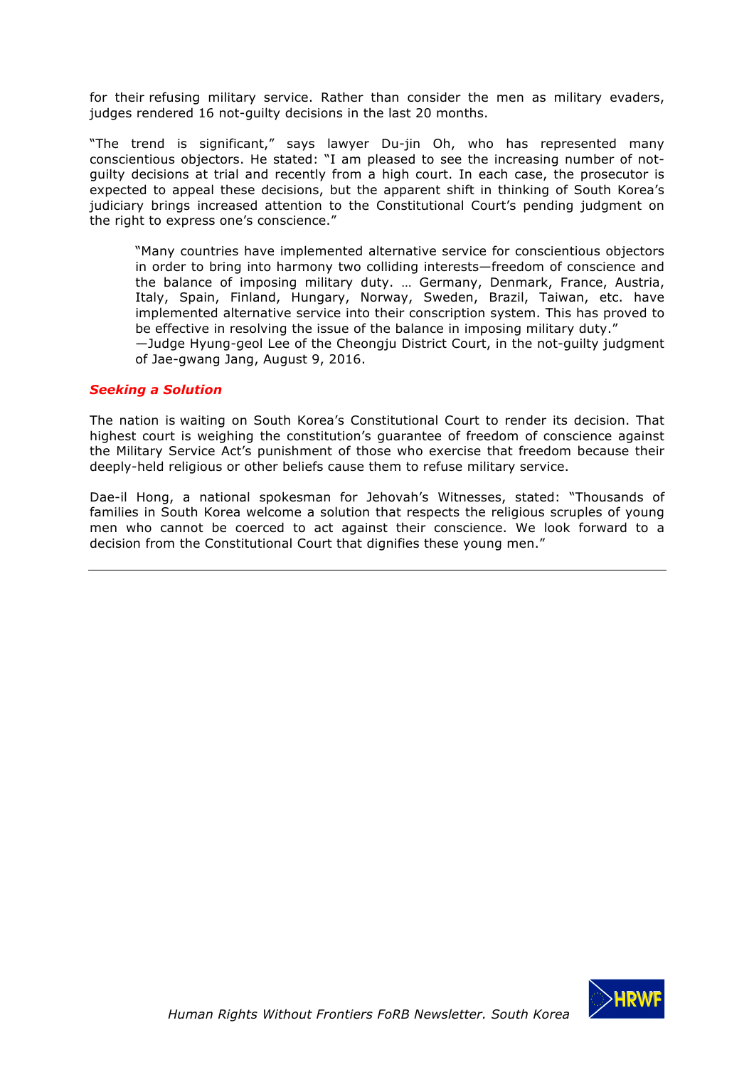for their refusing military service. Rather than consider the men as military evaders, judges rendered 16 not-guilty decisions in the last 20 months.

"The trend is significant," says lawyer Du-jin Oh, who has represented many conscientious objectors. He stated: "I am pleased to see the increasing number of not-guilty decisions at trial and recently from a high court. In each case, the prosecutor is expected to appeal these decisions, but the apparent shift in thinking of South Korea's judiciary brings increased attention to the Constitutional Court's pending judgment on the right to express one's conscience."

> "Many countries have implemented alternative service for conscientious objectors in order to bring into harmony two colliding interests—freedom of conscience and the balance of imposing military duty. … Germany, Denmark, France, Austria, Italy, Spain, Finland, Hungary, Norway, Sweden, Brazil, Taiwan, etc. have implemented alternative service into their conscription system. This has proved to be effective in resolving the issue of the balance in imposing military duty."
> —Judge Hyung-geol Lee of the Cheongju District Court, in the not-guilty judgment of Jae-gwang Jang, August 9, 2016.

### *Seeking a Solution*

The nation is waiting on South Korea's Constitutional Court to render its decision. That highest court is weighing the constitution's guarantee of freedom of conscience against the Military Service Act's punishment of those who exercise that freedom because their deeply-held religious or other beliefs cause them to refuse military service.

Dae-il Hong, a national spokesman for Jehovah's Witnesses, stated: "Thousands of families in South Korea welcome a solution that respects the religious scruples of young men who cannot be coerced to act against their conscience. We look forward to a decision from the Constitutional Court that dignifies these young men."

---